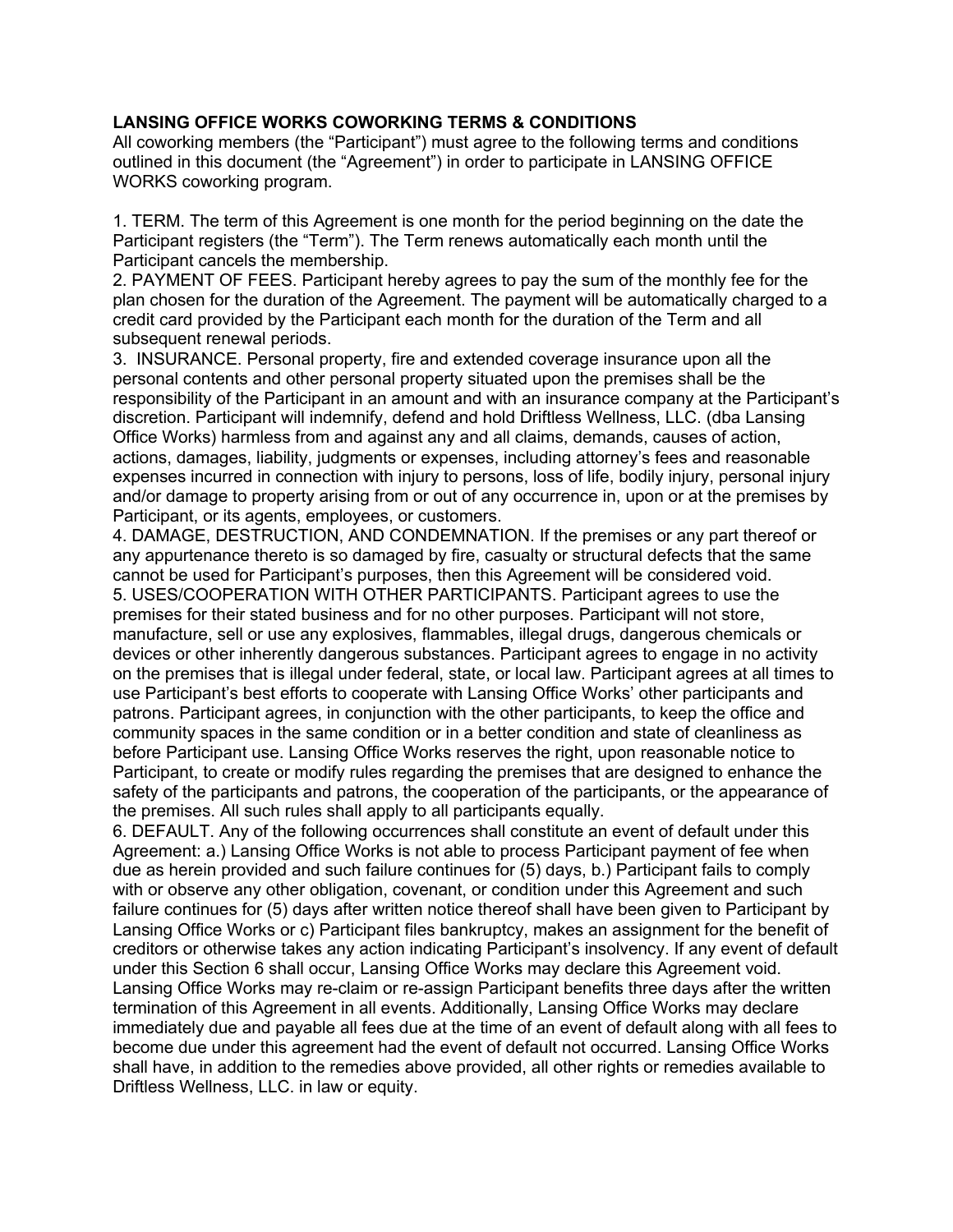**LANSING OFFICE WORKS COWORKING TERMS & CONDITIONS**

All coworking members (the "Participant") must agree to the following terms and conditions outlined in this document (the "Agreement") in order to participate in LANSING OFFICE WORKS coworking program.

1. TERM. The term of this Agreement is one month for the period beginning on the date the Participant registers (the "Term"). The Term renews automatically each month until the Participant cancels the membership.
2. PAYMENT OF FEES. Participant hereby agrees to pay the sum of the monthly fee for the plan chosen for the duration of the Agreement. The payment will be automatically charged to a credit card provided by the Participant each month for the duration of the Term and all subsequent renewal periods.
3. INSURANCE. Personal property, fire and extended coverage insurance upon all the personal contents and other personal property situated upon the premises shall be the responsibility of the Participant in an amount and with an insurance company at the Participant's discretion. Participant will indemnify, defend and hold Driftless Wellness, LLC. (dba Lansing Office Works) harmless from and against any and all claims, demands, causes of action, actions, damages, liability, judgments or expenses, including attorney's fees and reasonable expenses incurred in connection with injury to persons, loss of life, bodily injury, personal injury and/or damage to property arising from or out of any occurrence in, upon or at the premises by Participant, or its agents, employees, or customers.
4. DAMAGE, DESTRUCTION, AND CONDEMNATION. If the premises or any part thereof or any appurtenance thereto is so damaged by fire, casualty or structural defects that the same cannot be used for Participant's purposes, then this Agreement will be considered void.
5. USES/COOPERATION WITH OTHER PARTICIPANTS. Participant agrees to use the premises for their stated business and for no other purposes. Participant will not store, manufacture, sell or use any explosives, flammables, illegal drugs, dangerous chemicals or devices or other inherently dangerous substances. Participant agrees to engage in no activity on the premises that is illegal under federal, state, or local law. Participant agrees at all times to use Participant's best efforts to cooperate with Lansing Office Works' other participants and patrons. Participant agrees, in conjunction with the other participants, to keep the office and community spaces in the same condition or in a better condition and state of cleanliness as before Participant use. Lansing Office Works reserves the right, upon reasonable notice to Participant, to create or modify rules regarding the premises that are designed to enhance the safety of the participants and patrons, the cooperation of the participants, or the appearance of the premises. All such rules shall apply to all participants equally.
6. DEFAULT. Any of the following occurrences shall constitute an event of default under this Agreement: a.) Lansing Office Works is not able to process Participant payment of fee when due as herein provided and such failure continues for (5) days, b.) Participant fails to comply with or observe any other obligation, covenant, or condition under this Agreement and such failure continues for (5) days after written notice thereof shall have been given to Participant by Lansing Office Works or c) Participant files bankruptcy, makes an assignment for the benefit of creditors or otherwise takes any action indicating Participant's insolvency. If any event of default under this Section 6 shall occur, Lansing Office Works may declare this Agreement void. Lansing Office Works may re-claim or re-assign Participant benefits three days after the written termination of this Agreement in all events. Additionally, Lansing Office Works may declare immediately due and payable all fees due at the time of an event of default along with all fees to become due under this agreement had the event of default not occurred. Lansing Office Works shall have, in addition to the remedies above provided, all other rights or remedies available to Driftless Wellness, LLC. in law or equity.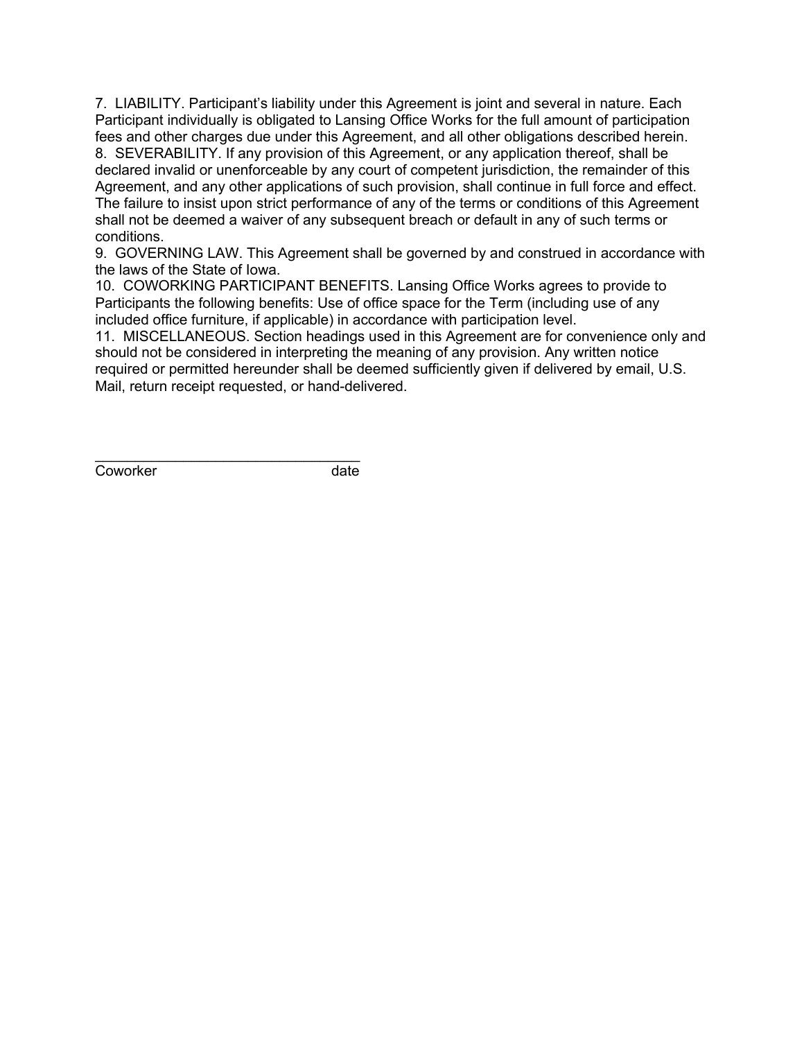7. LIABILITY. Participant's liability under this Agreement is joint and several in nature. Each Participant individually is obligated to Lansing Office Works for the full amount of participation fees and other charges due under this Agreement, and all other obligations described herein.

8. SEVERABILITY. If any provision of this Agreement, or any application thereof, shall be declared invalid or unenforceable by any court of competent jurisdiction, the remainder of this Agreement, and any other applications of such provision, shall continue in full force and effect. The failure to insist upon strict performance of any of the terms or conditions of this Agreement shall not be deemed a waiver of any subsequent breach or default in any of such terms or conditions.

9. GOVERNING LAW. This Agreement shall be governed by and construed in accordance with the laws of the State of Iowa.

10. COWORKING PARTICIPANT BENEFITS. Lansing Office Works agrees to provide to Participants the following benefits: Use of office space for the Term (including use of any included office furniture, if applicable) in accordance with participation level.

11. MISCELLANEOUS. Section headings used in this Agreement are for convenience only and should not be considered in interpreting the meaning of any provision. Any written notice required or permitted hereunder shall be deemed sufficiently given if delivered by email, U.S. Mail, return receipt requested, or hand-delivered.

\_\_\_\_\_\_\_\_\_\_\_\_\_\_\_\_\_\_\_\_\_\_\_\_\_\_\_\_\_\_\_\_\_\_

Coworker date